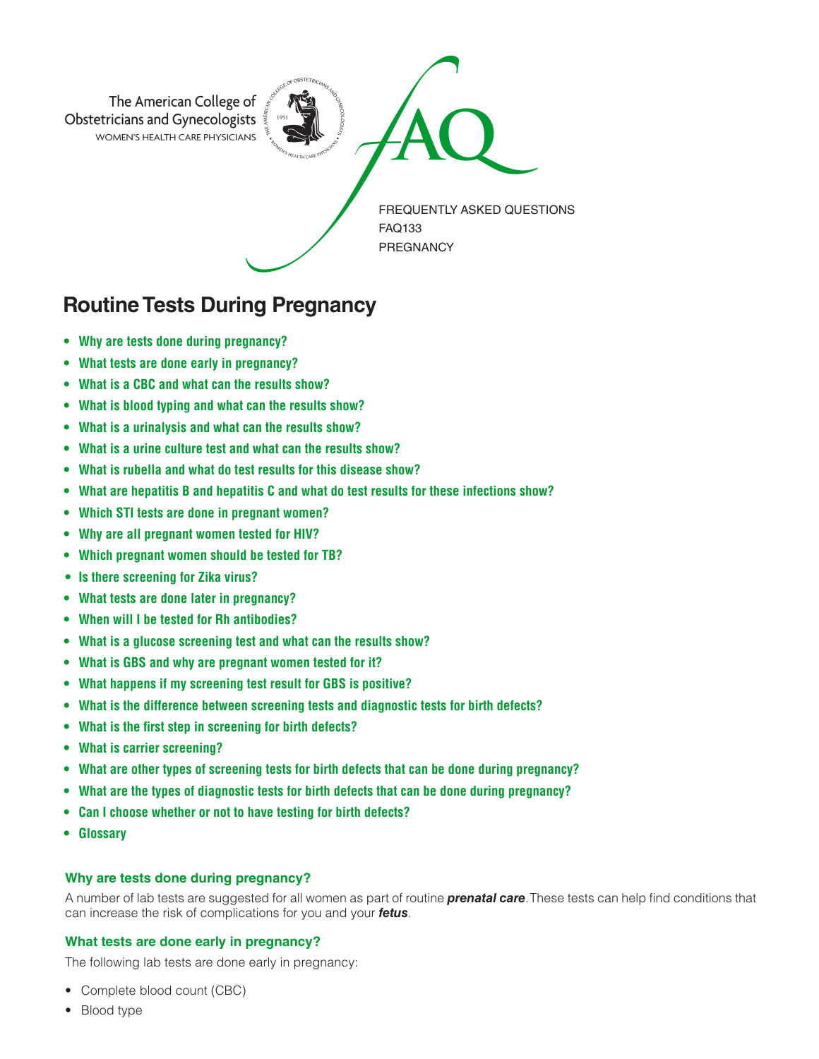The American College of Obstetricians and Gynecologists
WOMEN'S HEALTH CARE PHYSICIANS

FAQ

FREQUENTLY ASKED QUESTIONS
FAQ133
PREGNANCY

# Routine Tests During Pregnancy

- **Why are tests done during pregnancy?**
- **What tests are done early in pregnancy?**
- **What is a CBC and what can the results show?**
- **What is blood typing and what can the results show?**
- **What is a urinalysis and what can the results show?**
- **What is a urine culture test and what can the results show?**
- **What is rubella and what do test results for this disease show?**
- **What are hepatitis B and hepatitis C and what do test results for these infections show?**
- **Which STI tests are done in pregnant women?**
- **Why are all pregnant women tested for HIV?**
- **Which pregnant women should be tested for TB?**
- **Is there screening for Zika virus?**
- **What tests are done later in pregnancy?**
- **When will I be tested for Rh antibodies?**
- **What is a glucose screening test and what can the results show?**
- **What is GBS and why are pregnant women tested for it?**
- **What happens if my screening test result for GBS is positive?**
- **What is the difference between screening tests and diagnostic tests for birth defects?**
- **What is the first step in screening for birth defects?**
- **What is carrier screening?**
- **What are other types of screening tests for birth defects that can be done during pregnancy?**
- **What are the types of diagnostic tests for birth defects that can be done during pregnancy?**
- **Can I choose whether or not to have testing for birth defects?**
- **Glossary**

### Why are tests done during pregnancy?

A number of lab tests are suggested for all women as part of routine ***prenatal care***. These tests can help find conditions that can increase the risk of complications for you and your ***fetus***.

### What tests are done early in pregnancy?

The following lab tests are done early in pregnancy:

- Complete blood count (CBC)
- Blood type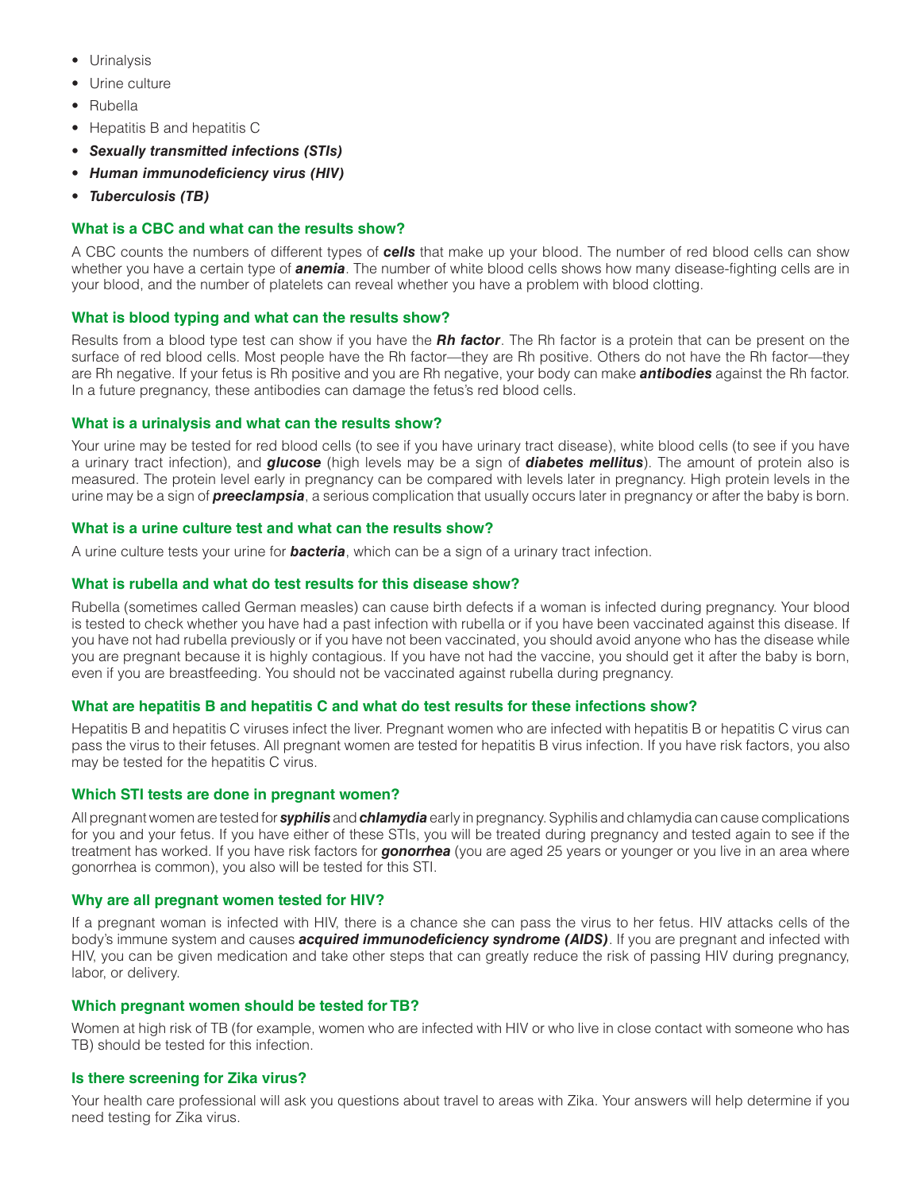- Urinalysis
- Urine culture
- Rubella
- Hepatitis B and hepatitis C
- ***Sexually transmitted infections (STIs)***
- ***Human immunodeficiency virus (HIV)***
- ***Tuberculosis (TB)***

### What is a CBC and what can the results show?

A CBC counts the numbers of different types of ***cells*** that make up your blood. The number of red blood cells can show whether you have a certain type of ***anemia***. The number of white blood cells shows how many disease-fighting cells are in your blood, and the number of platelets can reveal whether you have a problem with blood clotting.

### What is blood typing and what can the results show?

Results from a blood type test can show if you have the ***Rh factor***. The Rh factor is a protein that can be present on the surface of red blood cells. Most people have the Rh factor—they are Rh positive. Others do not have the Rh factor—they are Rh negative. If your fetus is Rh positive and you are Rh negative, your body can make ***antibodies*** against the Rh factor. In a future pregnancy, these antibodies can damage the fetus's red blood cells.

### What is a urinalysis and what can the results show?

Your urine may be tested for red blood cells (to see if you have urinary tract disease), white blood cells (to see if you have a urinary tract infection), and ***glucose*** (high levels may be a sign of ***diabetes mellitus***). The amount of protein also is measured. The protein level early in pregnancy can be compared with levels later in pregnancy. High protein levels in the urine may be a sign of ***preeclampsia***, a serious complication that usually occurs later in pregnancy or after the baby is born.

### What is a urine culture test and what can the results show?

A urine culture tests your urine for ***bacteria***, which can be a sign of a urinary tract infection.

### What is rubella and what do test results for this disease show?

Rubella (sometimes called German measles) can cause birth defects if a woman is infected during pregnancy. Your blood is tested to check whether you have had a past infection with rubella or if you have been vaccinated against this disease. If you have not had rubella previously or if you have not been vaccinated, you should avoid anyone who has the disease while you are pregnant because it is highly contagious. If you have not had the vaccine, you should get it after the baby is born, even if you are breastfeeding. You should not be vaccinated against rubella during pregnancy.

### What are hepatitis B and hepatitis C and what do test results for these infections show?

Hepatitis B and hepatitis C viruses infect the liver. Pregnant women who are infected with hepatitis B or hepatitis C virus can pass the virus to their fetuses. All pregnant women are tested for hepatitis B virus infection. If you have risk factors, you also may be tested for the hepatitis C virus.

### Which STI tests are done in pregnant women?

All pregnant women are tested for ***syphilis*** and ***chlamydia*** early in pregnancy. Syphilis and chlamydia can cause complications for you and your fetus. If you have either of these STIs, you will be treated during pregnancy and tested again to see if the treatment has worked. If you have risk factors for ***gonorrhea*** (you are aged 25 years or younger or you live in an area where gonorrhea is common), you also will be tested for this STI.

### Why are all pregnant women tested for HIV?

If a pregnant woman is infected with HIV, there is a chance she can pass the virus to her fetus. HIV attacks cells of the body's immune system and causes ***acquired immunodeficiency syndrome (AIDS)***. If you are pregnant and infected with HIV, you can be given medication and take other steps that can greatly reduce the risk of passing HIV during pregnancy, labor, or delivery.

### Which pregnant women should be tested for TB?

Women at high risk of TB (for example, women who are infected with HIV or who live in close contact with someone who has TB) should be tested for this infection.

### Is there screening for Zika virus?

Your health care professional will ask you questions about travel to areas with Zika. Your answers will help determine if you need testing for Zika virus.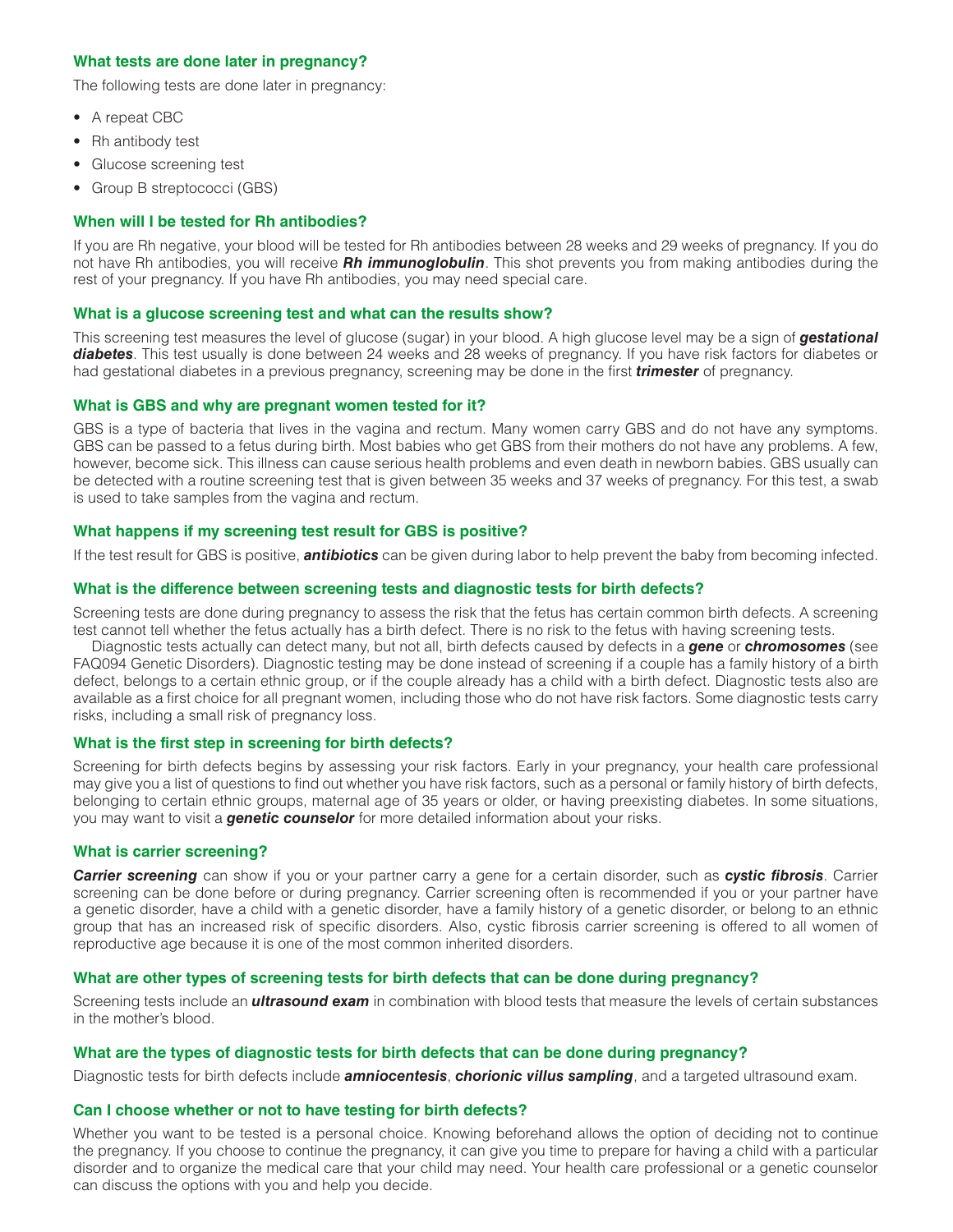### What tests are done later in pregnancy?

The following tests are done later in pregnancy:

- A repeat CBC
- Rh antibody test
- Glucose screening test
- Group B streptococci (GBS)

### When will I be tested for Rh antibodies?

If you are Rh negative, your blood will be tested for Rh antibodies between 28 weeks and 29 weeks of pregnancy. If you do not have Rh antibodies, you will receive ***Rh immunoglobulin***. This shot prevents you from making antibodies during the rest of your pregnancy. If you have Rh antibodies, you may need special care.

### What is a glucose screening test and what can the results show?

This screening test measures the level of glucose (sugar) in your blood. A high glucose level may be a sign of ***gestational diabetes***. This test usually is done between 24 weeks and 28 weeks of pregnancy. If you have risk factors for diabetes or had gestational diabetes in a previous pregnancy, screening may be done in the first ***trimester*** of pregnancy.

### What is GBS and why are pregnant women tested for it?

GBS is a type of bacteria that lives in the vagina and rectum. Many women carry GBS and do not have any symptoms. GBS can be passed to a fetus during birth. Most babies who get GBS from their mothers do not have any problems. A few, however, become sick. This illness can cause serious health problems and even death in newborn babies. GBS usually can be detected with a routine screening test that is given between 35 weeks and 37 weeks of pregnancy. For this test, a swab is used to take samples from the vagina and rectum.

### What happens if my screening test result for GBS is positive?

If the test result for GBS is positive, ***antibiotics*** can be given during labor to help prevent the baby from becoming infected.

### What is the difference between screening tests and diagnostic tests for birth defects?

Screening tests are done during pregnancy to assess the risk that the fetus has certain common birth defects. A screening test cannot tell whether the fetus actually has a birth defect. There is no risk to the fetus with having screening tests.

Diagnostic tests actually can detect many, but not all, birth defects caused by defects in a ***gene*** or ***chromosomes*** (see FAQ094 Genetic Disorders). Diagnostic testing may be done instead of screening if a couple has a family history of a birth defect, belongs to a certain ethnic group, or if the couple already has a child with a birth defect. Diagnostic tests also are available as a first choice for all pregnant women, including those who do not have risk factors. Some diagnostic tests carry risks, including a small risk of pregnancy loss.

### What is the first step in screening for birth defects?

Screening for birth defects begins by assessing your risk factors. Early in your pregnancy, your health care professional may give you a list of questions to find out whether you have risk factors, such as a personal or family history of birth defects, belonging to certain ethnic groups, maternal age of 35 years or older, or having preexisting diabetes. In some situations, you may want to visit a ***genetic counselor*** for more detailed information about your risks.

### What is carrier screening?

***Carrier screening*** can show if you or your partner carry a gene for a certain disorder, such as ***cystic fibrosis***. Carrier screening can be done before or during pregnancy. Carrier screening often is recommended if you or your partner have a genetic disorder, have a child with a genetic disorder, have a family history of a genetic disorder, or belong to an ethnic group that has an increased risk of specific disorders. Also, cystic fibrosis carrier screening is offered to all women of reproductive age because it is one of the most common inherited disorders.

### What are other types of screening tests for birth defects that can be done during pregnancy?

Screening tests include an ***ultrasound exam*** in combination with blood tests that measure the levels of certain substances in the mother's blood.

### What are the types of diagnostic tests for birth defects that can be done during pregnancy?

Diagnostic tests for birth defects include ***amniocentesis***, ***chorionic villus sampling***, and a targeted ultrasound exam.

### Can I choose whether or not to have testing for birth defects?

Whether you want to be tested is a personal choice. Knowing beforehand allows the option of deciding not to continue the pregnancy. If you choose to continue the pregnancy, it can give you time to prepare for having a child with a particular disorder and to organize the medical care that your child may need. Your health care professional or a genetic counselor can discuss the options with you and help you decide.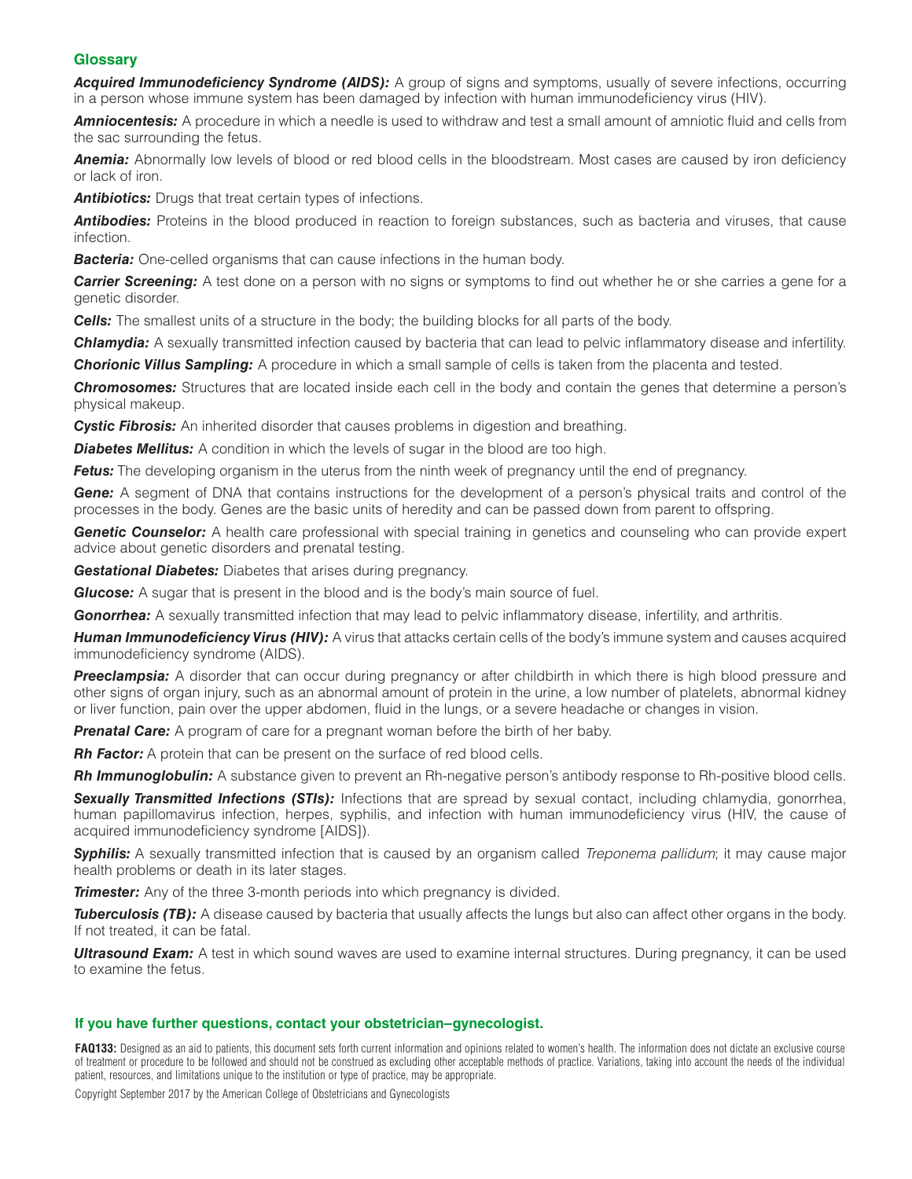## Glossary

***Acquired Immunodeficiency Syndrome (AIDS):*** A group of signs and symptoms, usually of severe infections, occurring in a person whose immune system has been damaged by infection with human immunodeficiency virus (HIV).

***Amniocentesis:*** A procedure in which a needle is used to withdraw and test a small amount of amniotic fluid and cells from the sac surrounding the fetus.

***Anemia:*** Abnormally low levels of blood or red blood cells in the bloodstream. Most cases are caused by iron deficiency or lack of iron.

***Antibiotics:*** Drugs that treat certain types of infections.

***Antibodies:*** Proteins in the blood produced in reaction to foreign substances, such as bacteria and viruses, that cause infection.

***Bacteria:*** One-celled organisms that can cause infections in the human body.

***Carrier Screening:*** A test done on a person with no signs or symptoms to find out whether he or she carries a gene for a genetic disorder.

***Cells:*** The smallest units of a structure in the body; the building blocks for all parts of the body.

***Chlamydia:*** A sexually transmitted infection caused by bacteria that can lead to pelvic inflammatory disease and infertility.

***Chorionic Villus Sampling:*** A procedure in which a small sample of cells is taken from the placenta and tested.

***Chromosomes:*** Structures that are located inside each cell in the body and contain the genes that determine a person's physical makeup.

***Cystic Fibrosis:*** An inherited disorder that causes problems in digestion and breathing.

***Diabetes Mellitus:*** A condition in which the levels of sugar in the blood are too high.

***Fetus:*** The developing organism in the uterus from the ninth week of pregnancy until the end of pregnancy.

***Gene:*** A segment of DNA that contains instructions for the development of a person's physical traits and control of the processes in the body. Genes are the basic units of heredity and can be passed down from parent to offspring.

***Genetic Counselor:*** A health care professional with special training in genetics and counseling who can provide expert advice about genetic disorders and prenatal testing.

***Gestational Diabetes:*** Diabetes that arises during pregnancy.

***Glucose:*** A sugar that is present in the blood and is the body's main source of fuel.

***Gonorrhea:*** A sexually transmitted infection that may lead to pelvic inflammatory disease, infertility, and arthritis.

***Human Immunodeficiency Virus (HIV):*** A virus that attacks certain cells of the body's immune system and causes acquired immunodeficiency syndrome (AIDS).

***Preeclampsia:*** A disorder that can occur during pregnancy or after childbirth in which there is high blood pressure and other signs of organ injury, such as an abnormal amount of protein in the urine, a low number of platelets, abnormal kidney or liver function, pain over the upper abdomen, fluid in the lungs, or a severe headache or changes in vision.

***Prenatal Care:*** A program of care for a pregnant woman before the birth of her baby.

***Rh Factor:*** A protein that can be present on the surface of red blood cells.

***Rh Immunoglobulin:*** A substance given to prevent an Rh-negative person's antibody response to Rh-positive blood cells.

***Sexually Transmitted Infections (STIs):*** Infections that are spread by sexual contact, including chlamydia, gonorrhea, human papillomavirus infection, herpes, syphilis, and infection with human immunodeficiency virus (HIV, the cause of acquired immunodeficiency syndrome [AIDS]).

***Syphilis:*** A sexually transmitted infection that is caused by an organism called *Treponema pallidum*; it may cause major health problems or death in its later stages.

***Trimester:*** Any of the three 3-month periods into which pregnancy is divided.

***Tuberculosis (TB):*** A disease caused by bacteria that usually affects the lungs but also can affect other organs in the body. If not treated, it can be fatal.

***Ultrasound Exam:*** A test in which sound waves are used to examine internal structures. During pregnancy, it can be used to examine the fetus.

**If you have further questions, contact your obstetrician–gynecologist.**

**FAQ133:** Designed as an aid to patients, this document sets forth current information and opinions related to women's health. The information does not dictate an exclusive course of treatment or procedure to be followed and should not be construed as excluding other acceptable methods of practice. Variations, taking into account the needs of the individual patient, resources, and limitations unique to the institution or type of practice, may be appropriate.

Copyright September 2017 by the American College of Obstetricians and Gynecologists